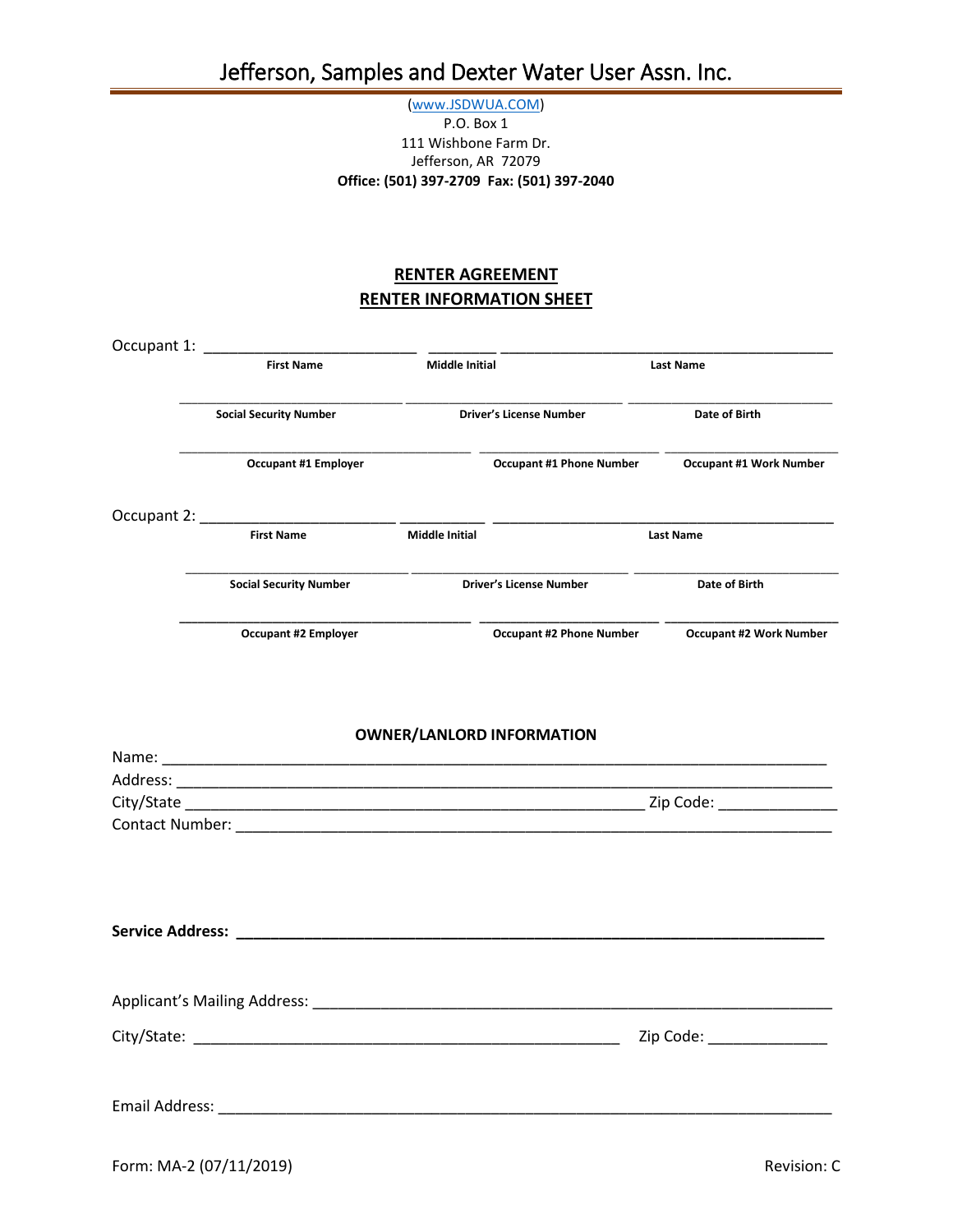# Jefferson, Samples and Dexter Water User Assn. Inc.

(www.JSDWUA.COM)
P.O. Box 1
111 Wishbone Farm Dr.
Jefferson, AR 72079
**Office: (501) 397-2709 Fax: (501) 397-2040**

## RENTER AGREEMENT
## RENTER INFORMATION SHEET

Occupant 1: _________________________ ________ _______________________________________

| **First Name** | **Middle Initial** | **Last Name** |
|---|---|---|

__________________________ _________________________ _________________________

| **Social Security Number** | **Driver's License Number** | **Date of Birth** |
|---|---|---|

__________________________________ _____________________ ___________________

| **Occupant #1 Employer** | **Occupant #1 Phone Number** | **Occupant #1 Work Number** |
|---|---|---|

Occupant 2: _______________________ __________ ________________________________________

| **First Name** | **Middle Initial** | **Last Name** |
|---|---|---|

__________________________ _________________________ _________________________

| **Social Security Number** | **Driver's License Number** | **Date of Birth** |
|---|---|---|

__________________________________ _____________________ ___________________

| **Occupant #2 Employer** | **Occupant #2 Phone Number** | **Occupant #2 Work Number** |
|---|---|---|

### OWNER/LANLORD INFORMATION

Name: ____________________________________________________________________________

Address: __________________________________________________________________________

City/State ______________________________________________________ Zip Code: ______________

Contact Number: ____________________________________________________________________

**Service Address: _____________________________________________________________________**

Applicant's Mailing Address: _____________________________________________________________

City/State: ___________________________________________________ Zip Code: ______________

Email Address: _______________________________________________________________________

Form: MA-2 (07/11/2019) Revision: C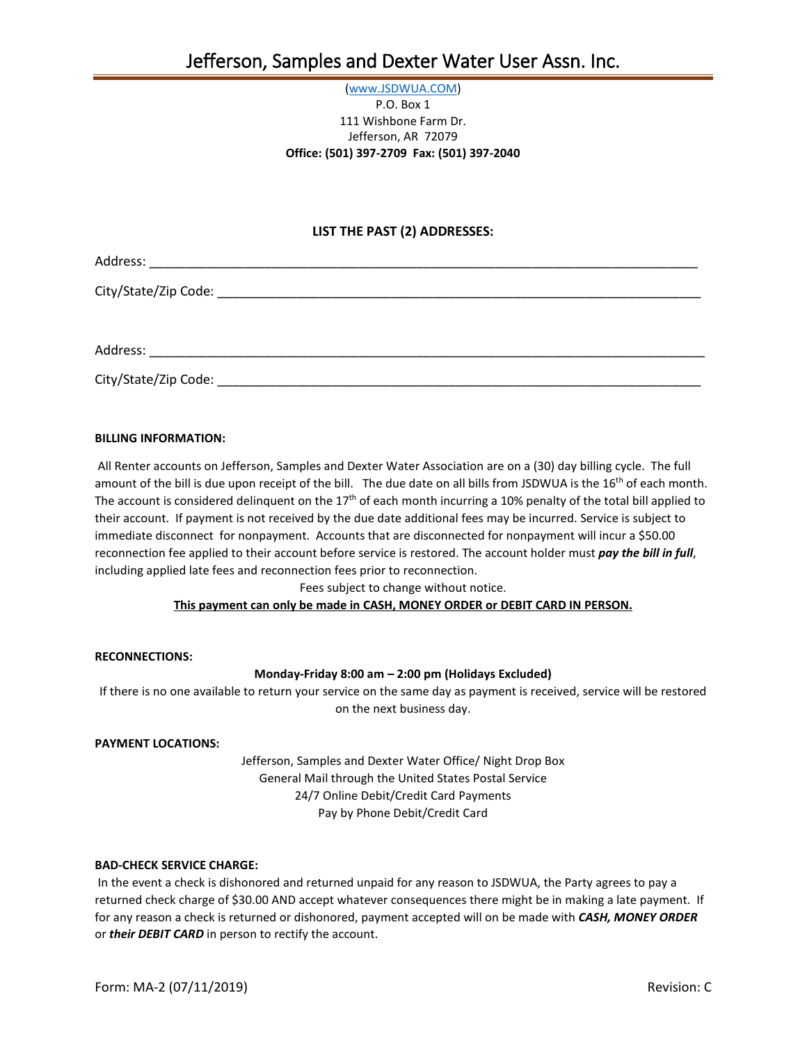# Jefferson, Samples and Dexter Water User Assn. Inc.

(www.JSDWUA.COM)
P.O. Box 1
111 Wishbone Farm Dr.
Jefferson, AR 72079
**Office: (501) 397-2709 Fax: (501) 397-2040**

**LIST THE PAST (2) ADDRESSES:**

Address: ______________________________________________________________________________

City/State/Zip Code: ____________________________________________________________________

Address: ______________________________________________________________________________

City/State/Zip Code: ____________________________________________________________________

**BILLING INFORMATION:**

All Renter accounts on Jefferson, Samples and Dexter Water Association are on a (30) day billing cycle. The full amount of the bill is due upon receipt of the bill. The due date on all bills from JSDWUA is the 16th of each month. The account is considered delinquent on the 17th of each month incurring a 10% penalty of the total bill applied to their account. If payment is not received by the due date additional fees may be incurred. Service is subject to immediate disconnect for nonpayment. Accounts that are disconnected for nonpayment will incur a $50.00 reconnection fee applied to their account before service is restored. The account holder must ***pay the bill in full***, including applied late fees and reconnection fees prior to reconnection.

Fees subject to change without notice.

**<u>This payment can only be made in CASH, MONEY ORDER or DEBIT CARD IN PERSON.</u>**

**RECONNECTIONS:**

**Monday-Friday 8:00 am – 2:00 pm (Holidays Excluded)**

If there is no one available to return your service on the same day as payment is received, service will be restored on the next business day.

**PAYMENT LOCATIONS:**

Jefferson, Samples and Dexter Water Office/ Night Drop Box
General Mail through the United States Postal Service
24/7 Online Debit/Credit Card Payments
Pay by Phone Debit/Credit Card

**BAD-CHECK SERVICE CHARGE:**

In the event a check is dishonored and returned unpaid for any reason to JSDWUA, the Party agrees to pay a returned check charge of $30.00 AND accept whatever consequences there might be in making a late payment. If for any reason a check is returned or dishonored, payment accepted will on be made with ***CASH, MONEY ORDER*** or ***their DEBIT CARD*** in person to rectify the account.

Form: MA-2 (07/11/2019) Revision: C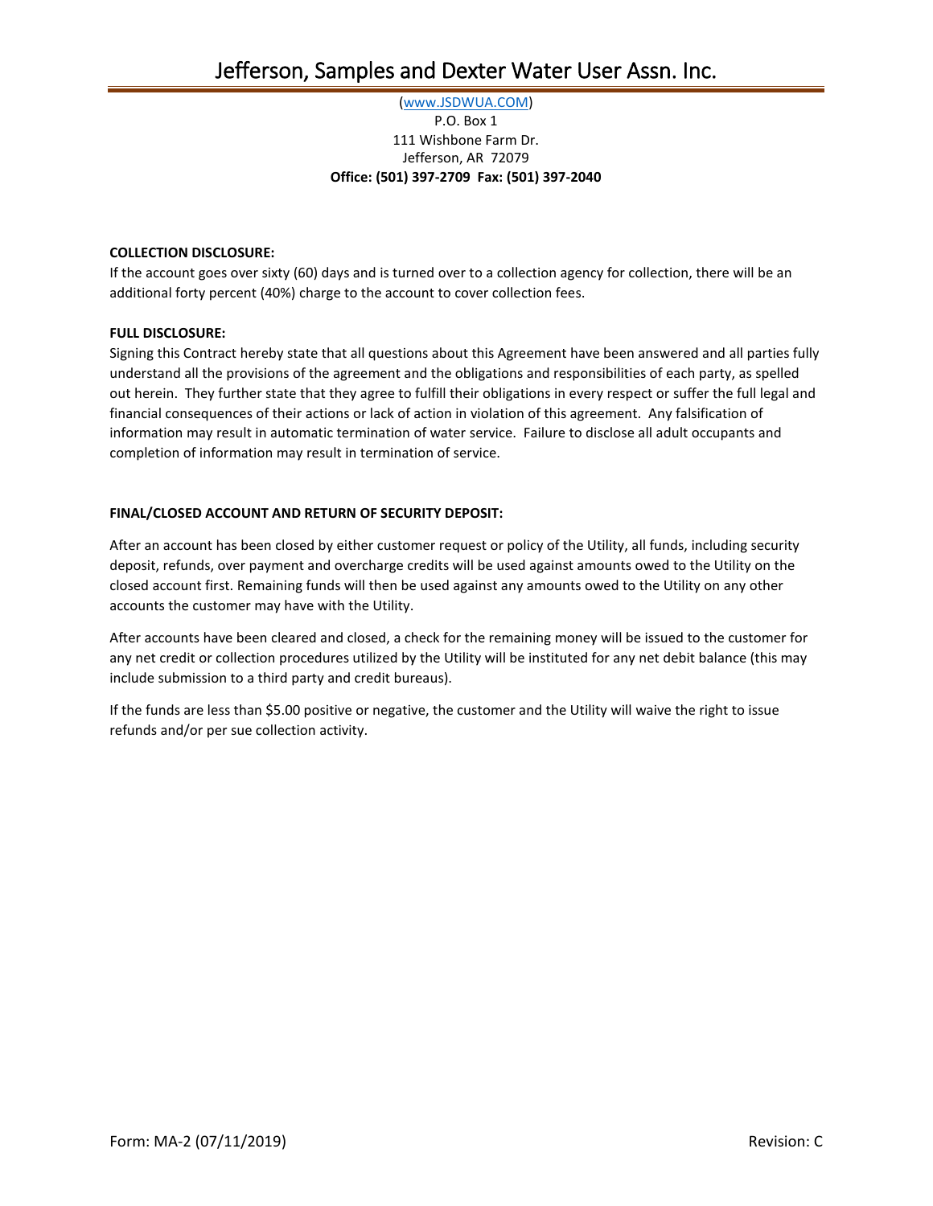# Jefferson, Samples and Dexter Water User Assn. Inc.

(www.JSDWUA.COM)
P.O. Box 1
111 Wishbone Farm Dr.
Jefferson, AR 72079
**Office: (501) 397-2709 Fax: (501) 397-2040**

**COLLECTION DISCLOSURE:**

If the account goes over sixty (60) days and is turned over to a collection agency for collection, there will be an additional forty percent (40%) charge to the account to cover collection fees.

**FULL DISCLOSURE:**

Signing this Contract hereby state that all questions about this Agreement have been answered and all parties fully understand all the provisions of the agreement and the obligations and responsibilities of each party, as spelled out herein. They further state that they agree to fulfill their obligations in every respect or suffer the full legal and financial consequences of their actions or lack of action in violation of this agreement. Any falsification of information may result in automatic termination of water service. Failure to disclose all adult occupants and completion of information may result in termination of service.

**FINAL/CLOSED ACCOUNT AND RETURN OF SECURITY DEPOSIT:**

After an account has been closed by either customer request or policy of the Utility, all funds, including security deposit, refunds, over payment and overcharge credits will be used against amounts owed to the Utility on the closed account first. Remaining funds will then be used against any amounts owed to the Utility on any other accounts the customer may have with the Utility.

After accounts have been cleared and closed, a check for the remaining money will be issued to the customer for any net credit or collection procedures utilized by the Utility will be instituted for any net debit balance (this may include submission to a third party and credit bureaus).

If the funds are less than $5.00 positive or negative, the customer and the Utility will waive the right to issue refunds and/or per sue collection activity.

Form: MA-2 (07/11/2019) Revision: C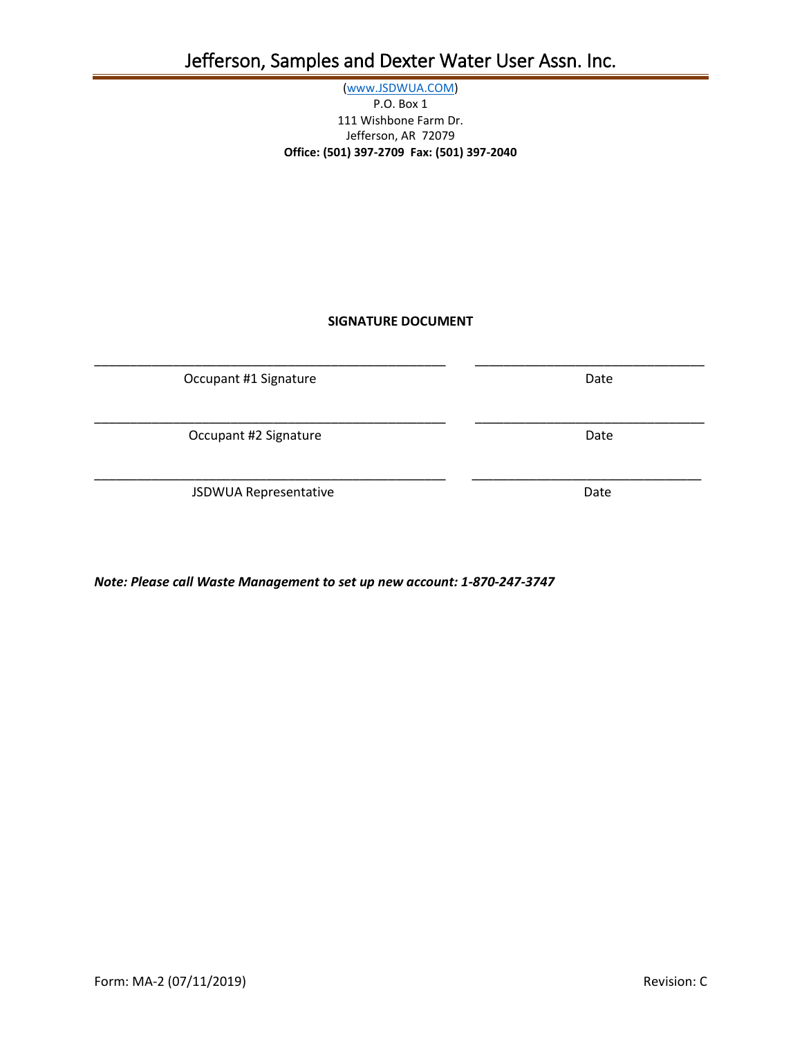# Jefferson, Samples and Dexter Water User Assn. Inc.

(www.JSDWUA.COM)
P.O. Box 1
111 Wishbone Farm Dr.
Jefferson, AR 72079
**Office: (501) 397-2709 Fax: (501) 397-2040**

**SIGNATURE DOCUMENT**

| | |
|---|---|
| ______________________________ | ______________________________ |
| Occupant #1 Signature | Date |
| ______________________________ | ______________________________ |
| Occupant #2 Signature | Date |
| ______________________________ | ______________________________ |
| JSDWUA Representative | Date |

***Note: Please call Waste Management to set up new account: 1-870-247-3747***

Form: MA-2 (07/11/2019) Revision: C